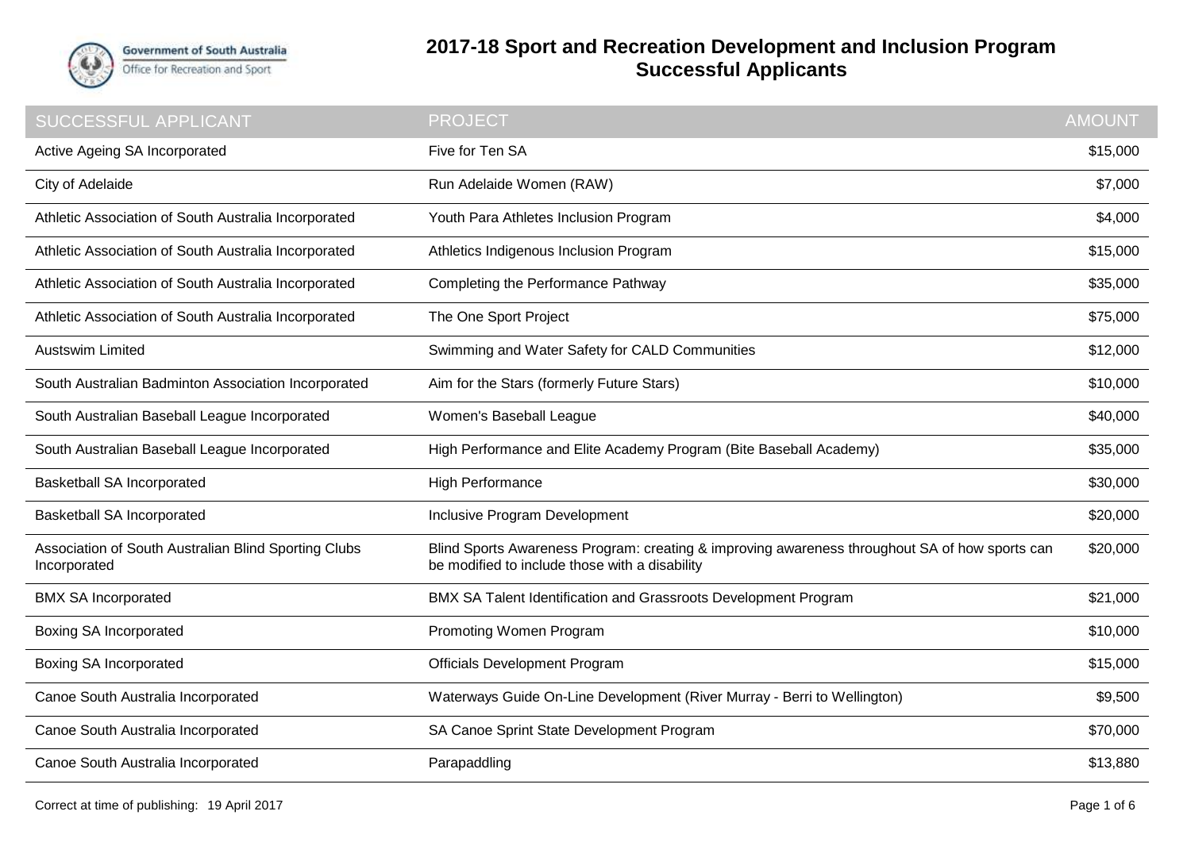# 2017-18 Sport and Recreation Development and Inclusion Program Successful Applicants

| SUCCESSFUL APPLICANT | PROJECT | AMOUNT |
|---|---|---|
| Active Ageing SA Incorporated | Five for Ten SA | $15,000 |
| City of Adelaide | Run Adelaide Women (RAW) | $7,000 |
| Athletic Association of South Australia Incorporated | Youth Para Athletes Inclusion Program | $4,000 |
| Athletic Association of South Australia Incorporated | Athletics Indigenous Inclusion Program | $15,000 |
| Athletic Association of South Australia Incorporated | Completing the Performance Pathway | $35,000 |
| Athletic Association of South Australia Incorporated | The One Sport Project | $75,000 |
| Austswim Limited | Swimming and Water Safety for CALD Communities | $12,000 |
| South Australian Badminton Association Incorporated | Aim for the Stars (formerly Future Stars) | $10,000 |
| South Australian Baseball League Incorporated | Women's Baseball League | $40,000 |
| South Australian Baseball League Incorporated | High Performance and Elite Academy Program (Bite Baseball Academy) | $35,000 |
| Basketball SA Incorporated | High Performance | $30,000 |
| Basketball SA Incorporated | Inclusive Program Development | $20,000 |
| Association of South Australian Blind Sporting Clubs Incorporated | Blind Sports Awareness Program: creating & improving awareness throughout SA of how sports can be modified to include those with a disability | $20,000 |
| BMX SA Incorporated | BMX SA Talent Identification and Grassroots Development Program | $21,000 |
| Boxing SA Incorporated | Promoting Women Program | $10,000 |
| Boxing SA Incorporated | Officials Development Program | $15,000 |
| Canoe South Australia Incorporated | Waterways Guide On-Line Development (River Murray - Berri to Wellington) | $9,500 |
| Canoe South Australia Incorporated | SA Canoe Sprint State Development Program | $70,000 |
| Canoe South Australia Incorporated | Parapaddling | $13,880 |

Correct at time of publishing: 19 April 2017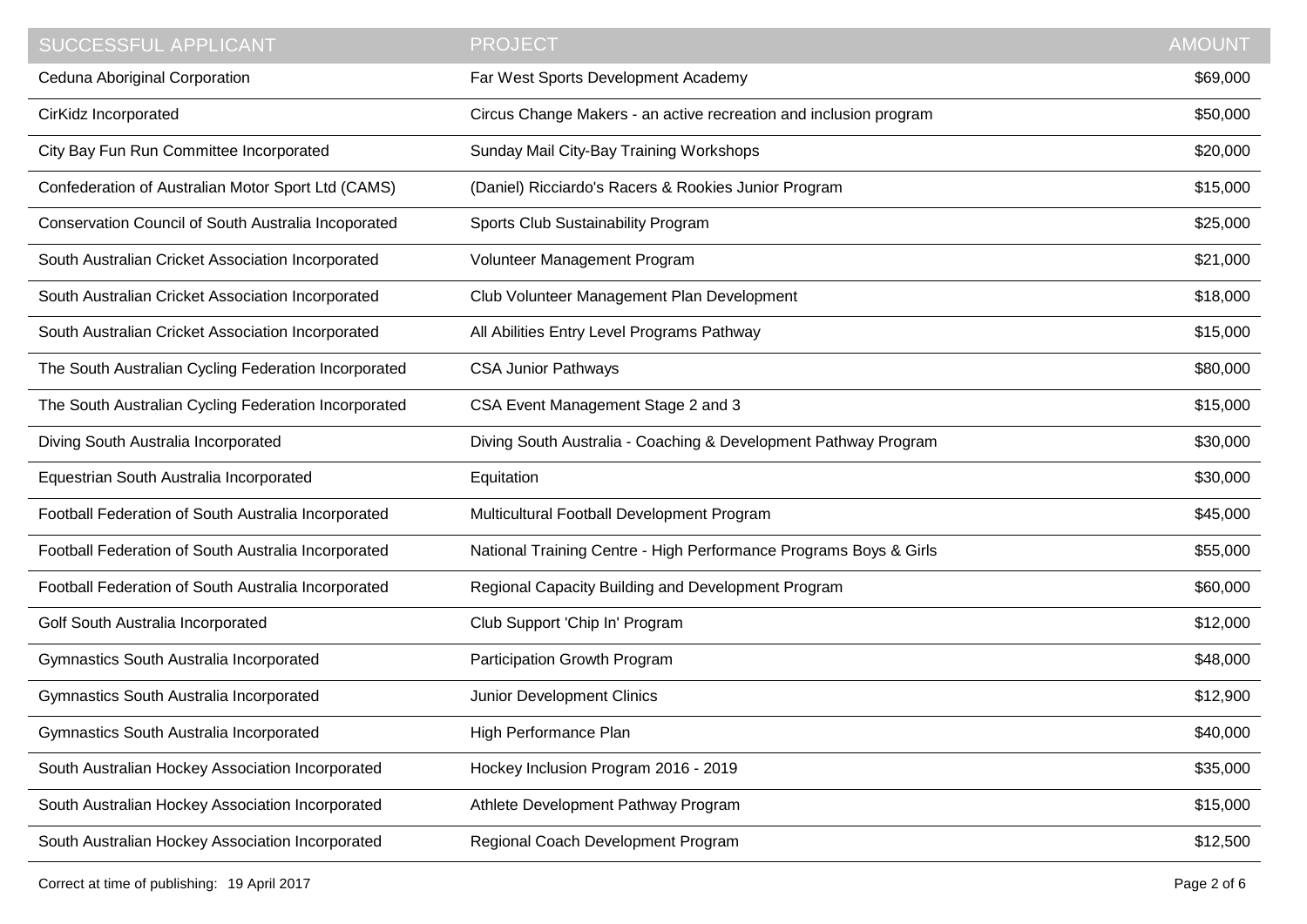| SUCCESSFUL APPLICANT | PROJECT | AMOUNT |
| --- | --- | --- |
| Ceduna Aboriginal Corporation | Far West Sports Development Academy | $69,000 |
| CirKidz Incorporated | Circus Change Makers - an active recreation and inclusion program | $50,000 |
| City Bay Fun Run Committee Incorporated | Sunday Mail City-Bay Training Workshops | $20,000 |
| Confederation of Australian Motor Sport Ltd (CAMS) | (Daniel) Ricciardo's Racers & Rookies Junior Program | $15,000 |
| Conservation Council of South Australia Incoporated | Sports Club Sustainability Program | $25,000 |
| South Australian Cricket Association Incorporated | Volunteer Management Program | $21,000 |
| South Australian Cricket Association Incorporated | Club Volunteer Management Plan Development | $18,000 |
| South Australian Cricket Association Incorporated | All Abilities Entry Level Programs Pathway | $15,000 |
| The South Australian Cycling Federation Incorporated | CSA Junior Pathways | $80,000 |
| The South Australian Cycling Federation Incorporated | CSA Event Management Stage 2 and 3 | $15,000 |
| Diving South Australia Incorporated | Diving South Australia - Coaching & Development Pathway Program | $30,000 |
| Equestrian South Australia Incorporated | Equitation | $30,000 |
| Football Federation of South Australia Incorporated | Multicultural Football Development Program | $45,000 |
| Football Federation of South Australia Incorporated | National Training Centre - High Performance Programs Boys & Girls | $55,000 |
| Football Federation of South Australia Incorporated | Regional Capacity Building and Development Program | $60,000 |
| Golf South Australia Incorporated | Club Support 'Chip In' Program | $12,000 |
| Gymnastics South Australia Incorporated | Participation Growth Program | $48,000 |
| Gymnastics South Australia Incorporated | Junior Development Clinics | $12,900 |
| Gymnastics South Australia Incorporated | High Performance Plan | $40,000 |
| South Australian Hockey Association Incorporated | Hockey Inclusion Program 2016 - 2019 | $35,000 |
| South Australian Hockey Association Incorporated | Athlete Development Pathway Program | $15,000 |
| South Australian Hockey Association Incorporated | Regional Coach Development Program | $12,500 |

Correct at time of publishing: 19 April 2017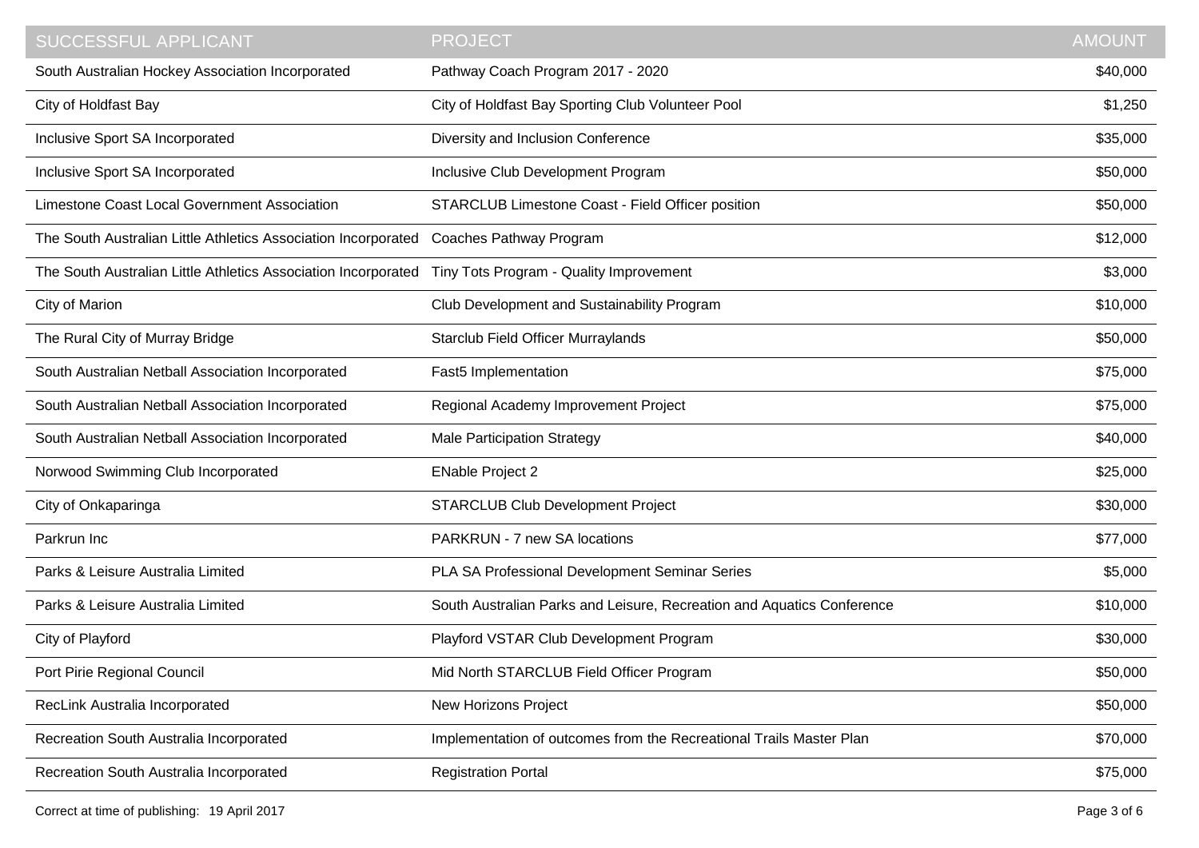| SUCCESSFUL APPLICANT | PROJECT | AMOUNT |
| --- | --- | --- |
| South Australian Hockey Association Incorporated | Pathway Coach Program 2017 - 2020 | $40,000 |
| City of Holdfast Bay | City of Holdfast Bay Sporting Club Volunteer Pool | $1,250 |
| Inclusive Sport SA Incorporated | Diversity and Inclusion Conference | $35,000 |
| Inclusive Sport SA Incorporated | Inclusive Club Development Program | $50,000 |
| Limestone Coast Local Government Association | STARCLUB Limestone Coast - Field Officer position | $50,000 |
| The South Australian Little Athletics Association Incorporated | Coaches Pathway Program | $12,000 |
| The South Australian Little Athletics Association Incorporated | Tiny Tots Program - Quality Improvement | $3,000 |
| City of Marion | Club Development and Sustainability Program | $10,000 |
| The Rural City of Murray Bridge | Starclub Field Officer Murraylands | $50,000 |
| South Australian Netball Association Incorporated | Fast5 Implementation | $75,000 |
| South Australian Netball Association Incorporated | Regional Academy Improvement Project | $75,000 |
| South Australian Netball Association Incorporated | Male Participation Strategy | $40,000 |
| Norwood Swimming Club Incorporated | ENable Project 2 | $25,000 |
| City of Onkaparinga | STARCLUB Club Development Project | $30,000 |
| Parkrun Inc | PARKRUN - 7 new SA locations | $77,000 |
| Parks & Leisure Australia Limited | PLA SA Professional Development Seminar Series | $5,000 |
| Parks & Leisure Australia Limited | South Australian Parks and Leisure, Recreation and Aquatics Conference | $10,000 |
| City of Playford | Playford VSTAR Club Development Program | $30,000 |
| Port Pirie Regional Council | Mid North STARCLUB Field Officer Program | $50,000 |
| RecLink Australia Incorporated | New Horizons Project | $50,000 |
| Recreation South Australia Incorporated | Implementation of outcomes from the Recreational Trails Master Plan | $70,000 |
| Recreation South Australia Incorporated | Registration Portal | $75,000 |

Correct at time of publishing: 19 April 2017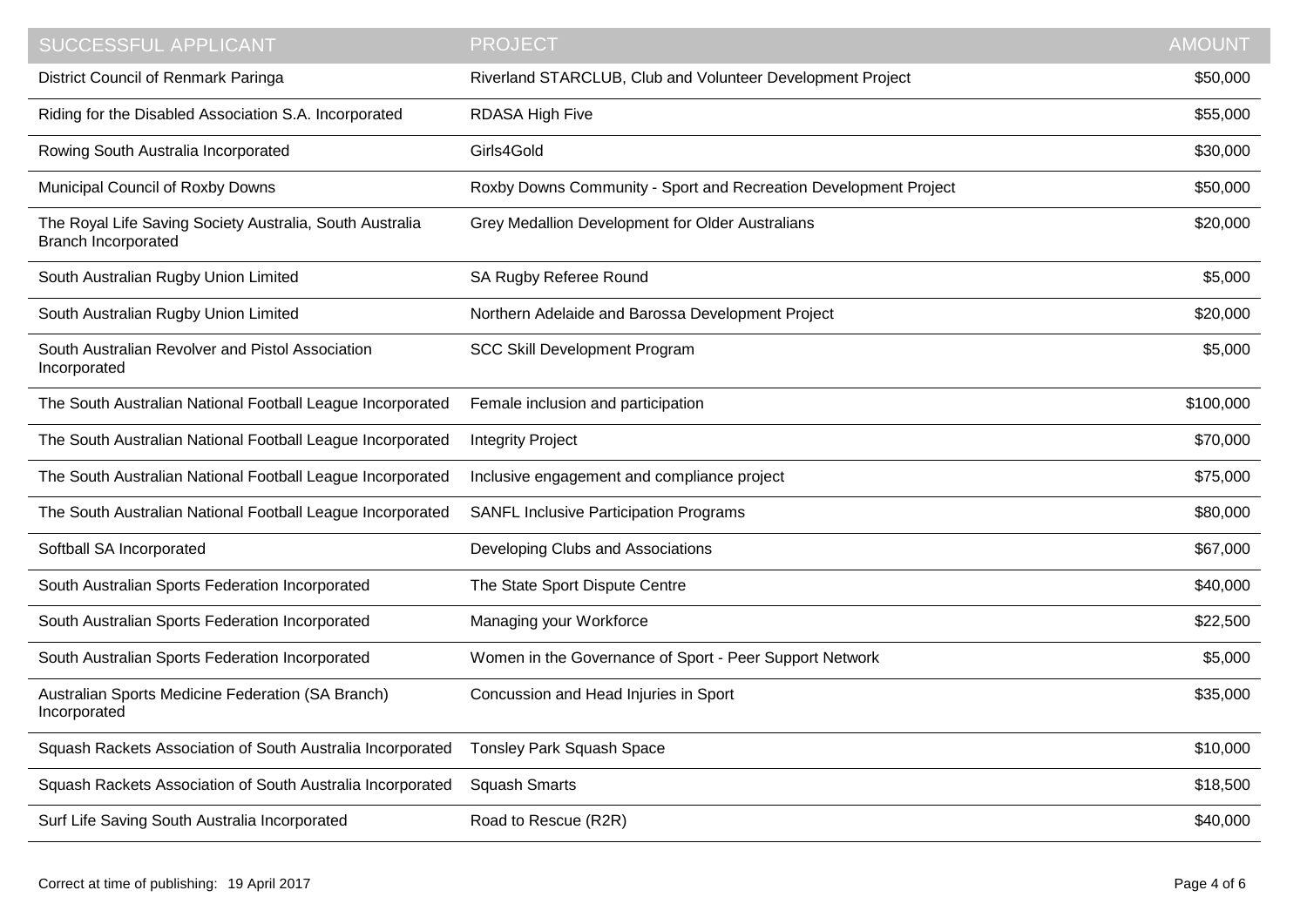| SUCCESSFUL APPLICANT | PROJECT | AMOUNT |
| --- | --- | --- |
| District Council of Renmark Paringa | Riverland STARCLUB, Club and Volunteer Development Project | $50,000 |
| Riding for the Disabled Association S.A. Incorporated | RDASA High Five | $55,000 |
| Rowing South Australia Incorporated | Girls4Gold | $30,000 |
| Municipal Council of Roxby Downs | Roxby Downs Community - Sport and Recreation Development Project | $50,000 |
| The Royal Life Saving Society Australia, South Australia Branch Incorporated | Grey Medallion Development for Older Australians | $20,000 |
| South Australian Rugby Union Limited | SA Rugby Referee Round | $5,000 |
| South Australian Rugby Union Limited | Northern Adelaide and Barossa Development Project | $20,000 |
| South Australian Revolver and Pistol Association Incorporated | SCC Skill Development Program | $5,000 |
| The South Australian National Football League Incorporated | Female inclusion and participation | $100,000 |
| The South Australian National Football League Incorporated | Integrity Project | $70,000 |
| The South Australian National Football League Incorporated | Inclusive engagement and compliance project | $75,000 |
| The South Australian National Football League Incorporated | SANFL Inclusive Participation Programs | $80,000 |
| Softball SA Incorporated | Developing Clubs and Associations | $67,000 |
| South Australian Sports Federation Incorporated | The State Sport Dispute Centre | $40,000 |
| South Australian Sports Federation Incorporated | Managing your Workforce | $22,500 |
| South Australian Sports Federation Incorporated | Women in the Governance of Sport - Peer Support Network | $5,000 |
| Australian Sports Medicine Federation (SA Branch) Incorporated | Concussion and Head Injuries in Sport | $35,000 |
| Squash Rackets Association of South Australia Incorporated | Tonsley Park Squash Space | $10,000 |
| Squash Rackets Association of South Australia Incorporated | Squash Smarts | $18,500 |
| Surf Life Saving South Australia Incorporated | Road to Rescue (R2R) | $40,000 |

Correct at time of publishing: 19 April 2017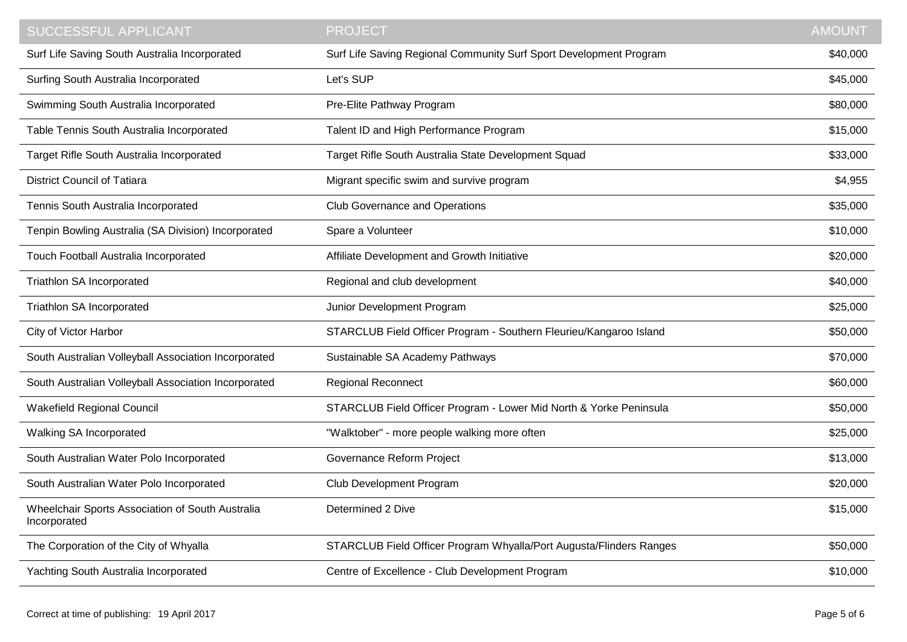| SUCCESSFUL APPLICANT | PROJECT | AMOUNT |
| --- | --- | --- |
| Surf Life Saving South Australia Incorporated | Surf Life Saving Regional Community Surf Sport Development Program | $40,000 |
| Surfing South Australia Incorporated | Let's SUP | $45,000 |
| Swimming South Australia Incorporated | Pre-Elite Pathway Program | $80,000 |
| Table Tennis South Australia Incorporated | Talent ID and High Performance Program | $15,000 |
| Target Rifle South Australia Incorporated | Target Rifle South Australia State Development Squad | $33,000 |
| District Council of Tatiara | Migrant specific swim and survive program | $4,955 |
| Tennis South Australia Incorporated | Club Governance and Operations | $35,000 |
| Tenpin Bowling Australia (SA Division) Incorporated | Spare a Volunteer | $10,000 |
| Touch Football Australia Incorporated | Affiliate Development and Growth Initiative | $20,000 |
| Triathlon SA Incorporated | Regional and club development | $40,000 |
| Triathlon SA Incorporated | Junior Development Program | $25,000 |
| City of Victor Harbor | STARCLUB Field Officer Program - Southern Fleurieu/Kangaroo Island | $50,000 |
| South Australian Volleyball Association Incorporated | Sustainable SA Academy Pathways | $70,000 |
| South Australian Volleyball Association Incorporated | Regional Reconnect | $60,000 |
| Wakefield Regional Council | STARCLUB Field Officer Program - Lower Mid North & Yorke Peninsula | $50,000 |
| Walking SA Incorporated | "Walktober" - more people walking more often | $25,000 |
| South Australian Water Polo Incorporated | Governance Reform Project | $13,000 |
| South Australian Water Polo Incorporated | Club Development Program | $20,000 |
| Wheelchair Sports Association of South Australia Incorporated | Determined 2 Dive | $15,000 |
| The Corporation of the City of Whyalla | STARCLUB Field Officer Program Whyalla/Port Augusta/Flinders Ranges | $50,000 |
| Yachting South Australia Incorporated | Centre of Excellence - Club Development Program | $10,000 |

Correct at time of publishing: 19 April 2017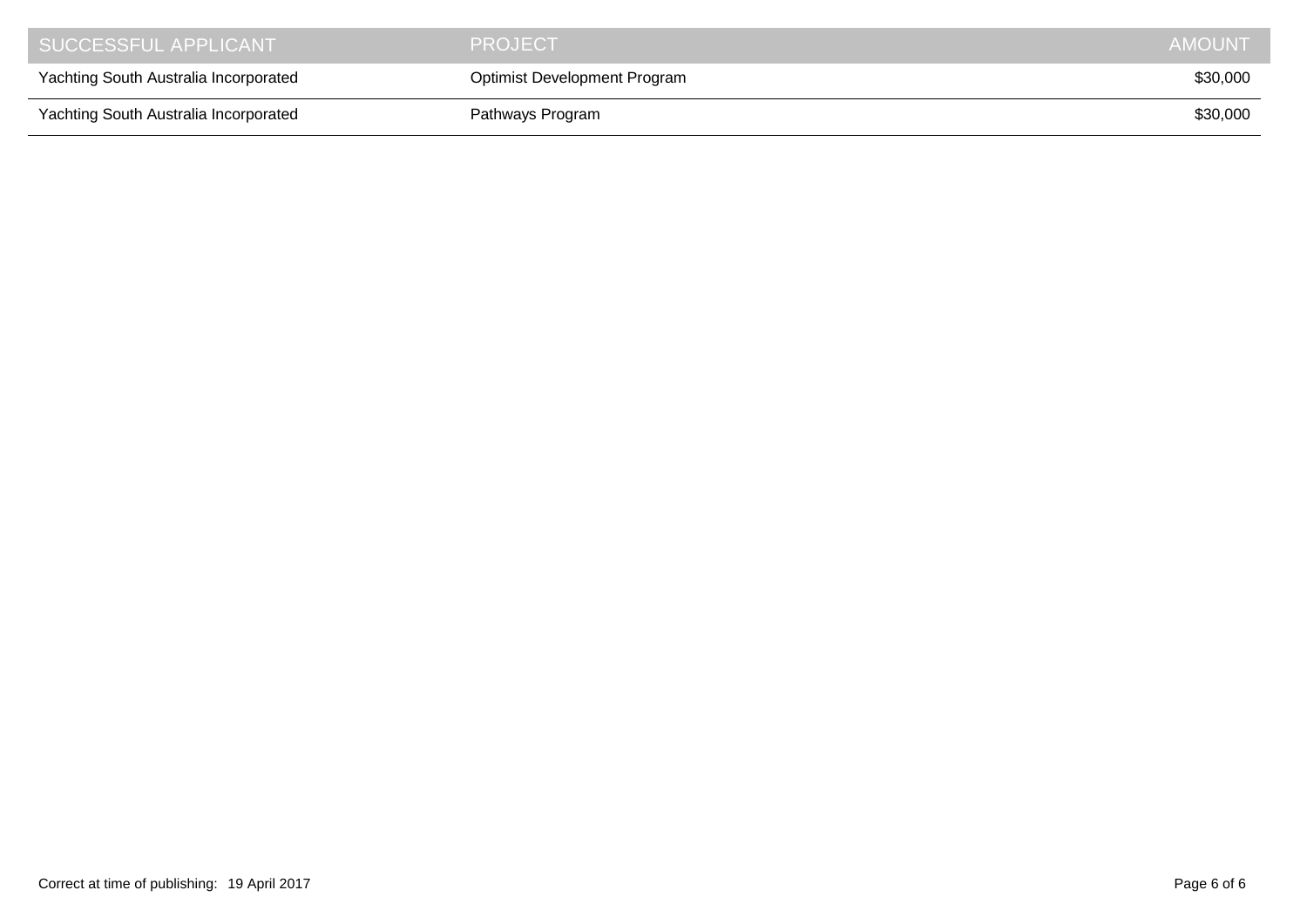| SUCCESSFUL APPLICANT | PROJECT | AMOUNT |
|---|---|---|
| Yachting South Australia Incorporated | Optimist Development Program | $30,000 |
| Yachting South Australia Incorporated | Pathways Program | $30,000 |

Correct at time of publishing: 19 April 2017